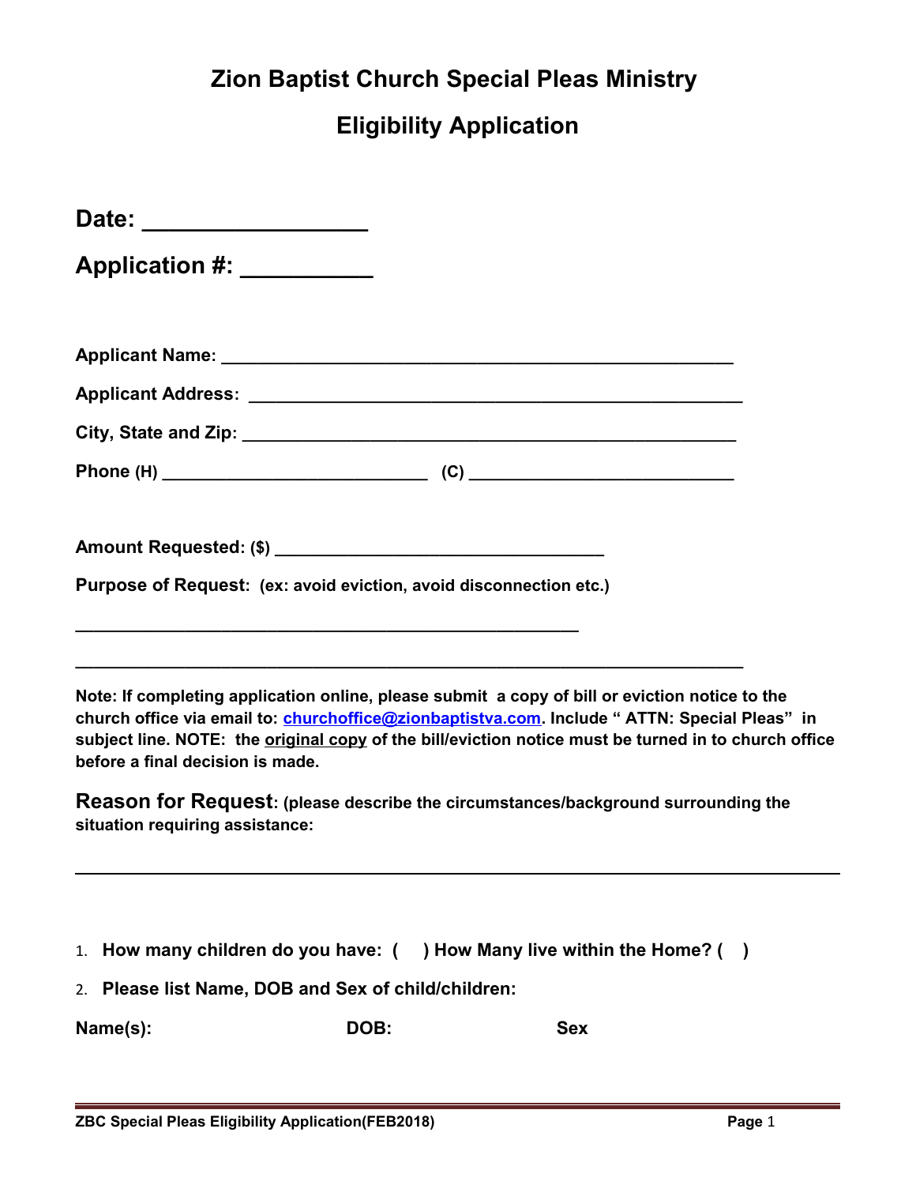# Zion Baptist Church Special Pleas Ministry

## Eligibility Application

**Date: ________________**

**Application #: __________**

**Applicant Name:** ______________________________________________________

**Applicant Address:** ____________________________________________________

**City, State and Zip:** ___________________________________________________

**Phone (H)** ____________________________ **(C)** ____________________________

**Amount Requested: ($)** __________________________________

**Purpose of Request: (ex: avoid eviction, avoid disconnection etc.)**

_____________________________________________________

______________________________________________________________________

**Note: If completing application online, please submit a copy of bill or eviction notice to the church office via email to: [churchoffice@zionbaptistva.com](mailto:churchoffice@zionbaptistva.com). Include " ATTN: Special Pleas" in subject line. NOTE: the original copy of the bill/eviction notice must be turned in to church office before a final decision is made.**

**Reason for Request: (please describe the circumstances/background surrounding the situation requiring assistance:**

______________________________________________________________________

1. **How many children do you have: (  ) How Many live within the Home? (  )**
2. **Please list Name, DOB and Sex of child/children:**

**Name(s):** **DOB:** **Sex**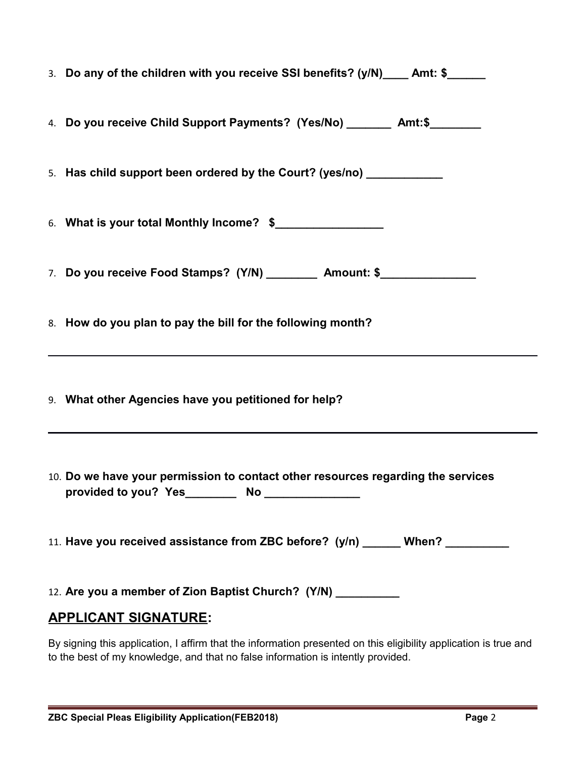3. **Do any of the children with you receive SSI benefits? (y/N)____ Amt: $______**

4. **Do you receive Child Support Payments? (Yes/No) _______ Amt:$________**

5. **Has child support been ordered by the Court? (yes/no) ____________**

6. **What is your total Monthly Income? $_________________**

7. **Do you receive Food Stamps? (Y/N) ________ Amount: $_______________**

8. **How do you plan to pay the bill for the following month?**

___________________________________________________________________________

9. **What other Agencies have you petitioned for help?**

___________________________________________________________________________

10. **Do we have your permission to contact other resources regarding the services provided to you? Yes________ No _______________**

11. **Have you received assistance from ZBC before? (y/n) ______ When? __________**

12. **Are you a member of Zion Baptist Church? (Y/N) __________**

## APPLICANT SIGNATURE:

By signing this application, I affirm that the information presented on this eligibility application is true and to the best of my knowledge, and that no false information is intently provided.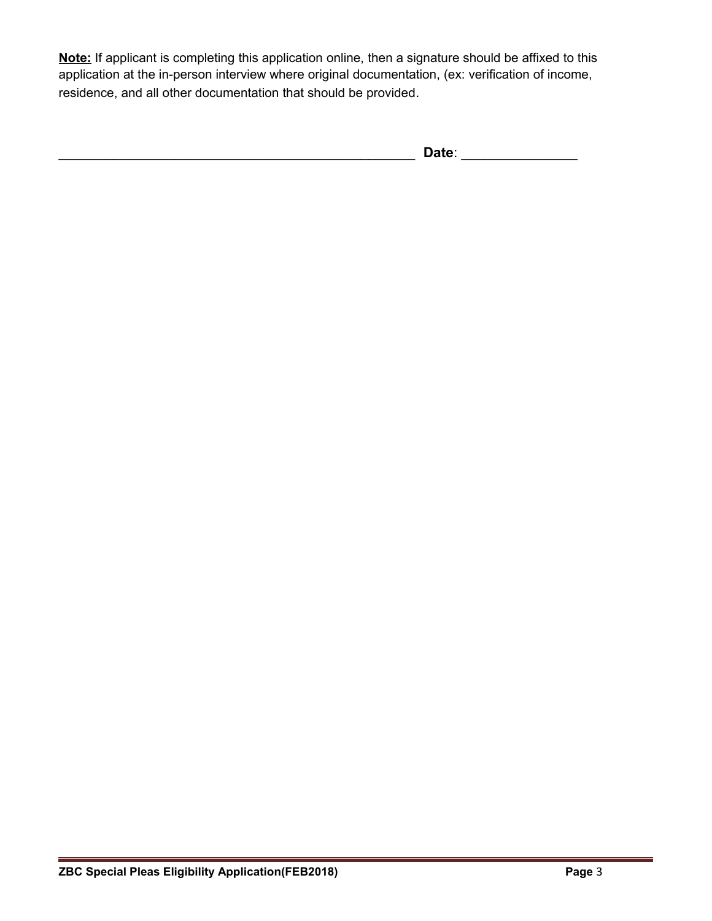**<u>Note:</u>** If applicant is completing this application online, then a signature should be affixed to this application at the in-person interview where original documentation, (ex: verification of income, residence, and all other documentation that should be provided.

_________________________________________________ **Date**: _______________